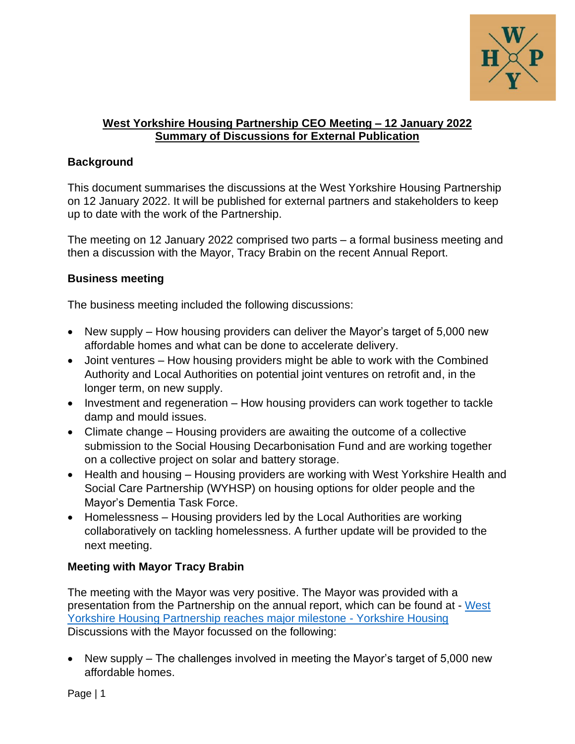# West Yorkshire Housing Partnership CEO Meeting – 12 January 2022
## Summary of Discussions for External Publication

### Background

This document summarises the discussions at the West Yorkshire Housing Partnership on 12 January 2022. It will be published for external partners and stakeholders to keep up to date with the work of the Partnership.

The meeting on 12 January 2022 comprised two parts – a formal business meeting and then a discussion with the Mayor, Tracy Brabin on the recent Annual Report.

### Business meeting

The business meeting included the following discussions:

- New supply – How housing providers can deliver the Mayor's target of 5,000 new affordable homes and what can be done to accelerate delivery.
- Joint ventures – How housing providers might be able to work with the Combined Authority and Local Authorities on potential joint ventures on retrofit and, in the longer term, on new supply.
- Investment and regeneration – How housing providers can work together to tackle damp and mould issues.
- Climate change – Housing providers are awaiting the outcome of a collective submission to the Social Housing Decarbonisation Fund and are working together on a collective project on solar and battery storage.
- Health and housing – Housing providers are working with West Yorkshire Health and Social Care Partnership (WYHSP) on housing options for older people and the Mayor's Dementia Task Force.
- Homelessness – Housing providers led by the Local Authorities are working collaboratively on tackling homelessness. A further update will be provided to the next meeting.

### Meeting with Mayor Tracy Brabin

The meeting with the Mayor was very positive. The Mayor was provided with a presentation from the Partnership on the annual report, which can be found at - West Yorkshire Housing Partnership reaches major milestone - Yorkshire Housing
Discussions with the Mayor focussed on the following:

- New supply – The challenges involved in meeting the Mayor's target of 5,000 new affordable homes.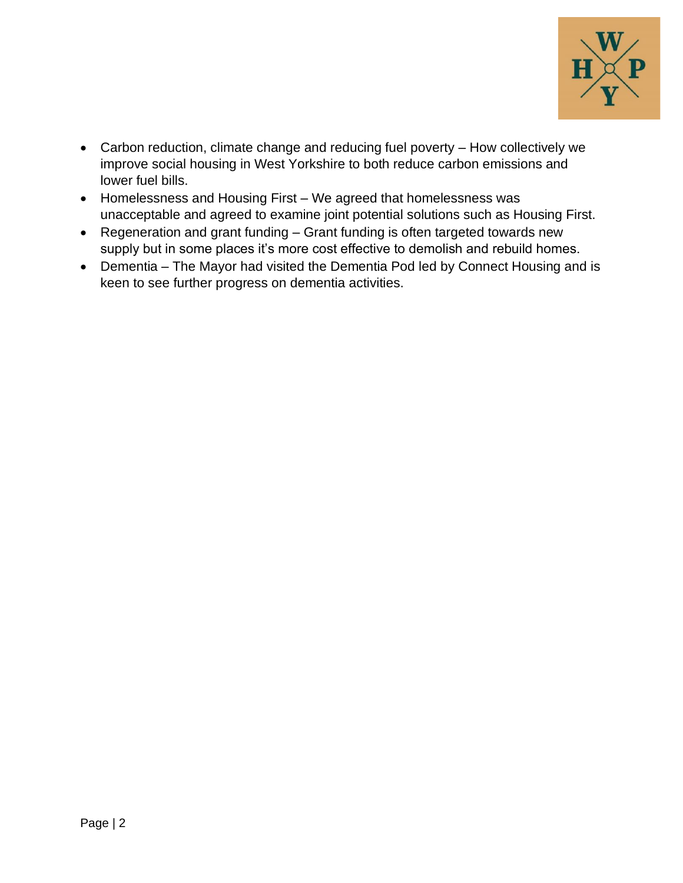- Carbon reduction, climate change and reducing fuel poverty – How collectively we improve social housing in West Yorkshire to both reduce carbon emissions and lower fuel bills.
- Homelessness and Housing First – We agreed that homelessness was unacceptable and agreed to examine joint potential solutions such as Housing First.
- Regeneration and grant funding – Grant funding is often targeted towards new supply but in some places it's more cost effective to demolish and rebuild homes.
- Dementia – The Mayor had visited the Dementia Pod led by Connect Housing and is keen to see further progress on dementia activities.